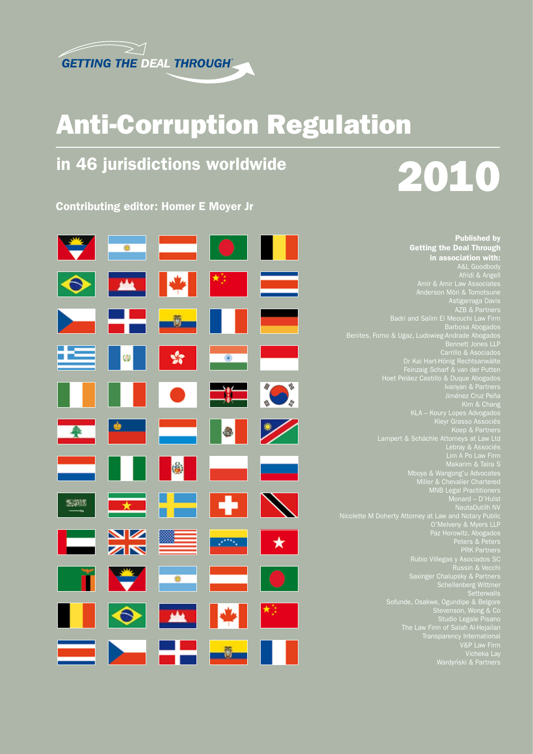GETTING THE DEAL THROUGH®

# Anti-Corruption Regulation

## in 46 jurisdictions worldwide

# 2010

**Contributing editor: Homer E Moyer Jr**

**Published by**
**Getting the Deal Through**
**in association with:**

A&L Goodbody
Afridi & Angell
Amir & Amir Law Associates
Anderson Mōri & Tomotsune
Astigarraga Davis
AZB & Partners
Badri and Salim El Meouchi Law Firm
Barbosa Abogados
Benites, Forno & Ugaz, Ludowieg-Andrade Abogados
Bennett Jones LLP
Carrillo & Asociados
Dr Kai Hart-Hönig Rechtsanwälte
Feinzaig Scharf & van der Putten
Hoet Peláez Castillo & Duque Abogados
Ivanyan & Partners
Jiménez Cruz Peña
Kim & Chang
KLA – Koury Lopes Advogados
Kleyr Grasso Associés
Koep & Partners
Lampert & Schächle Attorneys at Law Ltd
Lebray & Associés
Lim A Po Law Firm
Makarim & Taira S
Mboya & Wangong'u Advocates
Miller & Chevalier Chartered
MNB Legal Practitioners
Monard – D'Hulst
NautaDutilh NV
Nicolette M Doherty Attorney at Law and Notary Public
O'Melveny & Myers LLP
Paz Horowitz, Abogados
Peters & Peters
PRK Partners
Rubio Villegas y Asociados SC
Russin & Vecchi
Saxinger Chalupsky & Partners
Schellenberg Wittmer
Setterwalls
Sofunde, Osakwe, Ogundipe & Belgore
Stevenson, Wong & Co
Studio Legale Pisano
The Law Firm of Salah Al-Hejailan
Transparency International
V&P Law Firm
Vicheka Lay
Wardyński & Partners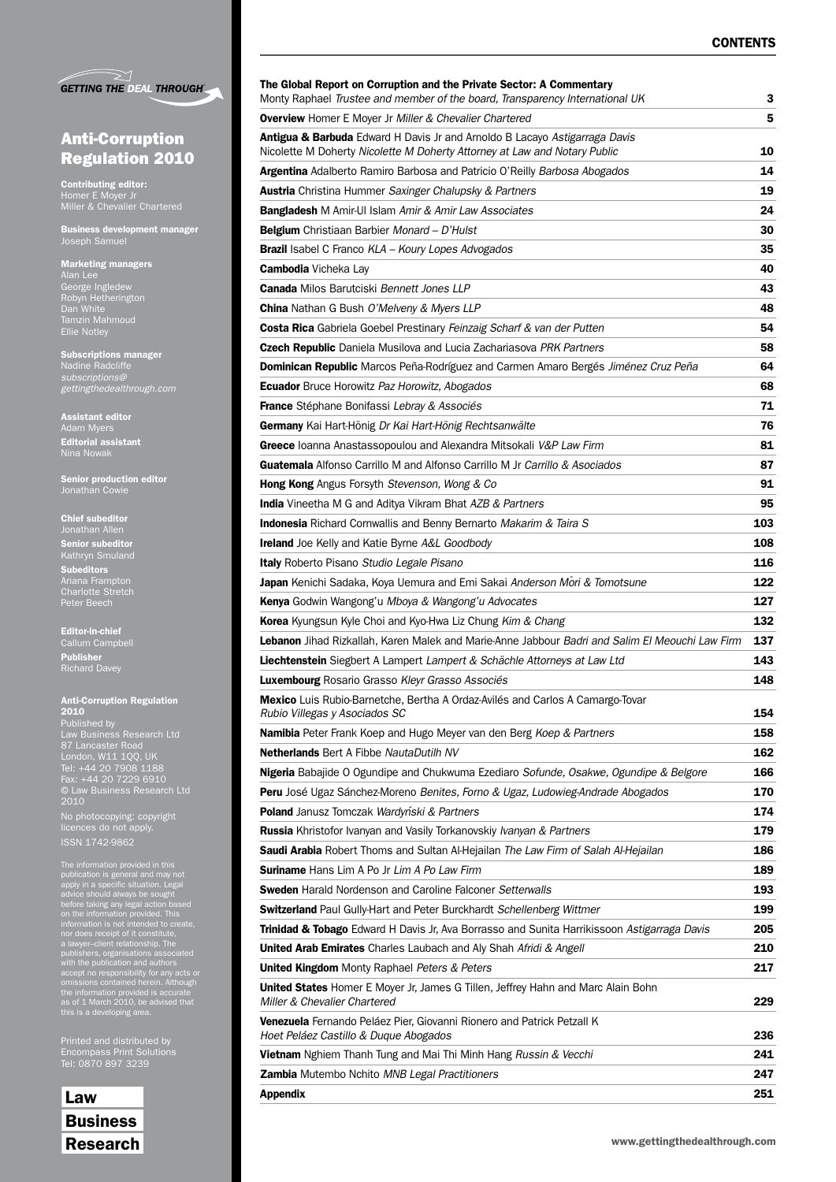GETTING THE DEAL THROUGH

# Anti-Corruption Regulation 2010

**Contributing editor:**
Homer E Moyer Jr
Miller & Chevalier Chartered

**Business development manager**
Joseph Samuel

**Marketing managers**
Alan Lee
George Ingledew
Robyn Hetherington
Dan White
Tamzin Mahmoud
Ellie Notley

**Subscriptions manager**
Nadine Radcliffe
*subscriptions@gettingthedealthrough.com*

**Assistant editor**
Adam Myers
**Editorial assistant**
Nina Nowak

**Senior production editor**
Jonathan Cowie

**Chief subeditor**
Jonathan Allen
**Senior subeditor**
Kathryn Smuland
**Subeditors**
Ariana Frampton
Charlotte Stretch
Peter Beech

**Editor-in-chief**
Callum Campbell
**Publisher**
Richard Davey

**Anti-Corruption Regulation 2010**
Published by
Law Business Research Ltd
87 Lancaster Road
London, W11 1QQ, UK
Tel: +44 20 7908 1188
Fax: +44 20 7229 6910
© Law Business Research Ltd 2010

No photocopying: copyright licences do not apply.
ISSN 1742-9862

The information provided in this publication is general and may not apply in a specific situation. Legal advice should always be sought before taking any legal action based on the information provided. This information is not intended to create, nor does receipt of it constitute, a lawyer–client relationship. The publishers, organisations associated with the publication and authors accept no responsibility for any acts or omissions contained herein. Although the information provided is accurate as of 1 March 2010, be advised that this is a developing area.

Printed and distributed by
Encompass Print Solutions
Tel: 0870 897 3239

Law Business Research

## CONTENTS

| | |
|---|---|
| **The Global Report on Corruption and the Private Sector: A Commentary** Monty Raphael *Trustee and member of the board, Transparency International UK* | 3 |
| **Overview** Homer E Moyer Jr *Miller & Chevalier Chartered* | 5 |
| **Antigua & Barbuda** Edward H Davis Jr and Arnoldo B Lacayo *Astigarraga Davis* Nicolette M Doherty *Nicolette M Doherty Attorney at Law and Notary Public* | 10 |
| **Argentina** Adalberto Ramiro Barbosa and Patricio O'Reilly *Barbosa Abogados* | 14 |
| **Austria** Christina Hummer *Saxinger Chalupsky & Partners* | 19 |
| **Bangladesh** M Amir-Ul Islam *Amir & Amir Law Associates* | 24 |
| **Belgium** Christiaan Barbier *Monard – D'Hulst* | 30 |
| **Brazil** Isabel C Franco *KLA – Koury Lopes Advogados* | 35 |
| **Cambodia** Vicheka Lay | 40 |
| **Canada** Milos Barutciski *Bennett Jones LLP* | 43 |
| **China** Nathan G Bush *O'Melveny & Myers LLP* | 48 |
| **Costa Rica** Gabriela Goebel Prestinary *Feinzaig Scharf & van der Putten* | 54 |
| **Czech Republic** Daniela Musilova and Lucia Zachariasova *PRK Partners* | 58 |
| **Dominican Republic** Marcos Peña-Rodríguez and Carmen Amaro Bergés *Jiménez Cruz Peña* | 64 |
| **Ecuador** Bruce Horowitz *Paz Horowitz, Abogados* | 68 |
| **France** Stéphane Bonifassi *Lebray & Associés* | 71 |
| **Germany** Kai Hart-Hönig *Dr Kai Hart-Hönig Rechtsanwälte* | 76 |
| **Greece** Ioanna Anastassopoulou and Alexandra Mitsokali *V&P Law Firm* | 81 |
| **Guatemala** Alfonso Carrillo M and Alfonso Carrillo M Jr *Carrillo & Asociados* | 87 |
| **Hong Kong** Angus Forsyth *Stevenson, Wong & Co* | 91 |
| **India** Vineetha M G and Aditya Vikram Bhat *AZB & Partners* | 95 |
| **Indonesia** Richard Cornwallis and Benny Bernarto *Makarim & Taira S* | 103 |
| **Ireland** Joe Kelly and Katie Byrne *A&L Goodbody* | 108 |
| **Italy** Roberto Pisano *Studio Legale Pisano* | 116 |
| **Japan** Kenichi Sadaka, Koya Uemura and Emi Sakai *Anderson Mōri & Tomotsune* | 122 |
| **Kenya** Godwin Wangong'u *Mboya & Wangong'u Advocates* | 127 |
| **Korea** Kyungsun Kyle Choi and Kyo-Hwa Liz Chung *Kim & Chang* | 132 |
| **Lebanon** Jihad Rizkallah, Karen Malek and Marie-Anne Jabbour *Badri and Salim El Meouchi Law Firm* | 137 |
| **Liechtenstein** Siegbert A Lampert *Lampert & Schächle Attorneys at Law Ltd* | 143 |
| **Luxembourg** Rosario Grasso *Kleyr Grasso Associés* | 148 |
| **Mexico** Luis Rubio-Barnetche, Bertha A Ordaz-Avilés and Carlos A Camargo-Tovar *Rubio Villegas y Asociados SC* | 154 |
| **Namibia** Peter Frank Koep and Hugo Meyer van den Berg *Koep & Partners* | 158 |
| **Netherlands** Bert A Fibbe *NautaDutilh NV* | 162 |
| **Nigeria** Babajide O Ogundipe and Chukwuma Ezediaro *Sofunde, Osakwe, Ogundipe & Belgore* | 166 |
| **Peru** José Ugaz Sánchez-Moreno *Benites, Forno & Ugaz, Ludowieg-Andrade Abogados* | 170 |
| **Poland** Janusz Tomczak *Wardyński & Partners* | 174 |
| **Russia** Khristofor Ivanyan and Vasily Torkanovskiy *Ivanyan & Partners* | 179 |
| **Saudi Arabia** Robert Thoms and Sultan Al-Hejailan *The Law Firm of Salah Al-Hejailan* | 186 |
| **Suriname** Hans Lim A Po Jr *Lim A Po Law Firm* | 189 |
| **Sweden** Harald Nordenson and Caroline Falconer *Setterwalls* | 193 |
| **Switzerland** Paul Gully-Hart and Peter Burckhardt *Schellenberg Wittmer* | 199 |
| **Trinidad & Tobago** Edward H Davis Jr, Ava Borrasso and Sunita Harrikissoon *Astigarraga Davis* | 205 |
| **United Arab Emirates** Charles Laubach and Aly Shah *Afridi & Angell* | 210 |
| **United Kingdom** Monty Raphael *Peters & Peters* | 217 |
| **United States** Homer E Moyer Jr, James G Tillen, Jeffrey Hahn and Marc Alain Bohn *Miller & Chevalier Chartered* | 229 |
| **Venezuela** Fernando Peláez Pier, Giovanni Rionero and Patrick Petzall K *Hoet Peláez Castillo & Duque Abogados* | 236 |
| **Vietnam** Nghiem Thanh Tung and Mai Thi Minh Hang *Russin & Vecchi* | 241 |
| **Zambia** Mutembo Nchito *MNB Legal Practitioners* | 247 |
| **Appendix** | 251 |

www.gettingthedealthrough.com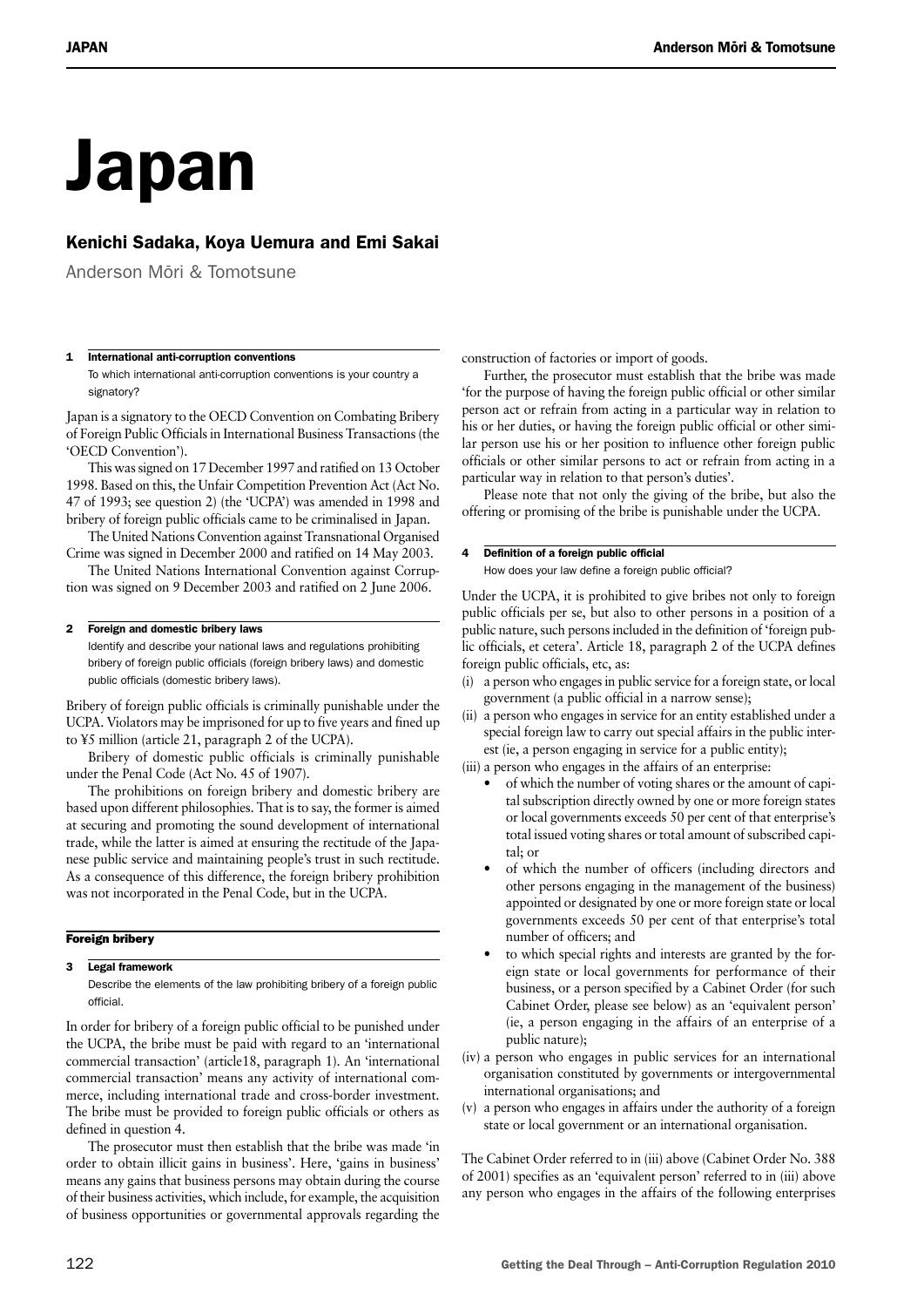# Japan

## Kenichi Sadaka, Koya Uemura and Emi Sakai

Anderson Mōri & Tomotsune

### 1 International anti-corruption conventions

To which international anti-corruption conventions is your country a signatory?

Japan is a signatory to the OECD Convention on Combating Bribery of Foreign Public Officials in International Business Transactions (the 'OECD Convention').

This was signed on 17 December 1997 and ratified on 13 October 1998. Based on this, the Unfair Competition Prevention Act (Act No. 47 of 1993; see question 2) (the 'UCPA') was amended in 1998 and bribery of foreign public officials came to be criminalised in Japan.

The United Nations Convention against Transnational Organised Crime was signed in December 2000 and ratified on 14 May 2003.

The United Nations International Convention against Corruption was signed on 9 December 2003 and ratified on 2 June 2006.

### 2 Foreign and domestic bribery laws

Identify and describe your national laws and regulations prohibiting bribery of foreign public officials (foreign bribery laws) and domestic public officials (domestic bribery laws).

Bribery of foreign public officials is criminally punishable under the UCPA. Violators may be imprisoned for up to five years and fined up to ¥5 million (article 21, paragraph 2 of the UCPA).

Bribery of domestic public officials is criminally punishable under the Penal Code (Act No. 45 of 1907).

The prohibitions on foreign bribery and domestic bribery are based upon different philosophies. That is to say, the former is aimed at securing and promoting the sound development of international trade, while the latter is aimed at ensuring the rectitude of the Japanese public service and maintaining people's trust in such rectitude. As a consequence of this difference, the foreign bribery prohibition was not incorporated in the Penal Code, but in the UCPA.

## Foreign bribery

### 3 Legal framework

Describe the elements of the law prohibiting bribery of a foreign public official.

In order for bribery of a foreign public official to be punished under the UCPA, the bribe must be paid with regard to an 'international commercial transaction' (article18, paragraph 1). An 'international commercial transaction' means any activity of international commerce, including international trade and cross-border investment. The bribe must be provided to foreign public officials or others as defined in question 4.

The prosecutor must then establish that the bribe was made 'in order to obtain illicit gains in business'. Here, 'gains in business' means any gains that business persons may obtain during the course of their business activities, which include, for example, the acquisition of business opportunities or governmental approvals regarding the construction of factories or import of goods.

Further, the prosecutor must establish that the bribe was made 'for the purpose of having the foreign public official or other similar person act or refrain from acting in a particular way in relation to his or her duties, or having the foreign public official or other similar person use his or her position to influence other foreign public officials or other similar persons to act or refrain from acting in a particular way in relation to that person's duties'.

Please note that not only the giving of the bribe, but also the offering or promising of the bribe is punishable under the UCPA.

### 4 Definition of a foreign public official

How does your law define a foreign public official?

Under the UCPA, it is prohibited to give bribes not only to foreign public officials per se, but also to other persons in a position of a public nature, such persons included in the definition of 'foreign public officials, et cetera'. Article 18, paragraph 2 of the UCPA defines foreign public officials, etc, as:

(i) a person who engages in public service for a foreign state, or local government (a public official in a narrow sense);

(ii) a person who engages in service for an entity established under a special foreign law to carry out special affairs in the public interest (ie, a person engaging in service for a public entity);

(iii) a person who engages in the affairs of an enterprise:
- of which the number of voting shares or the amount of capital subscription directly owned by one or more foreign states or local governments exceeds 50 per cent of that enterprise's total issued voting shares or total amount of subscribed capital; or
- of which the number of officers (including directors and other persons engaging in the management of the business) appointed or designated by one or more foreign state or local governments exceeds 50 per cent of that enterprise's total number of officers; and
- to which special rights and interests are granted by the foreign state or local governments for performance of their business, or a person specified by a Cabinet Order (for such Cabinet Order, please see below) as an 'equivalent person' (ie, a person engaging in the affairs of an enterprise of a public nature);

(iv) a person who engages in public services for an international organisation constituted by governments or intergovernmental international organisations; and

(v) a person who engages in affairs under the authority of a foreign state or local government or an international organisation.

The Cabinet Order referred to in (iii) above (Cabinet Order No. 388 of 2001) specifies as an 'equivalent person' referred to in (iii) above any person who engages in the affairs of the following enterprises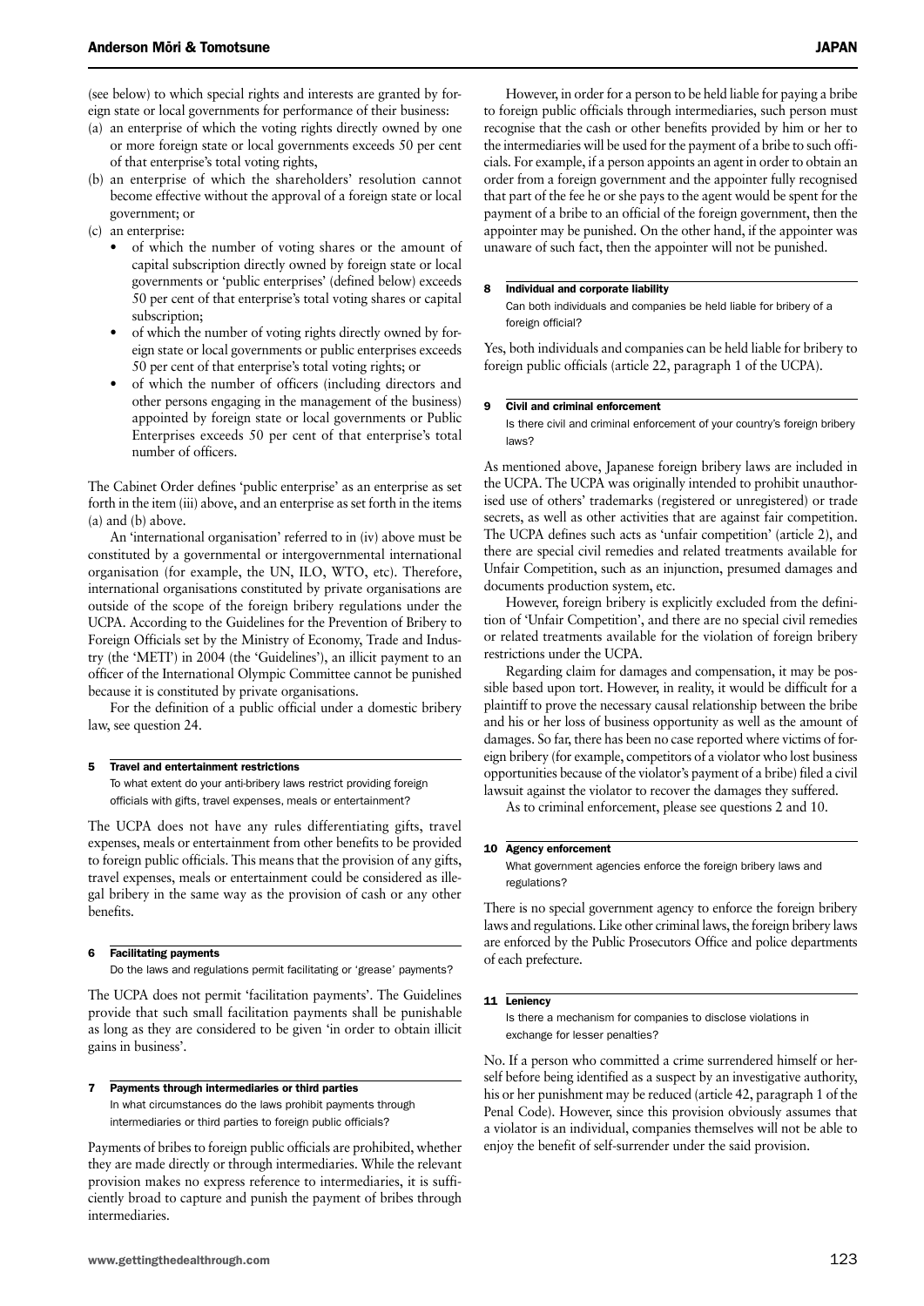(see below) to which special rights and interests are granted by foreign state or local governments for performance of their business:

(a) an enterprise of which the voting rights directly owned by one or more foreign state or local governments exceeds 50 per cent of that enterprise's total voting rights,
(b) an enterprise of which the shareholders' resolution cannot become effective without the approval of a foreign state or local government; or
(c) an enterprise:
   - of which the number of voting shares or the amount of capital subscription directly owned by foreign state or local governments or 'public enterprises' (defined below) exceeds 50 per cent of that enterprise's total voting shares or capital subscription;
   - of which the number of voting rights directly owned by foreign state or local governments or public enterprises exceeds 50 per cent of that enterprise's total voting rights; or
   - of which the number of officers (including directors and other persons engaging in the management of the business) appointed by foreign state or local governments or Public Enterprises exceeds 50 per cent of that enterprise's total number of officers.

The Cabinet Order defines 'public enterprise' as an enterprise as set forth in the item (iii) above, and an enterprise as set forth in the items (a) and (b) above.

An 'international organisation' referred to in (iv) above must be constituted by a governmental or intergovernmental international organisation (for example, the UN, ILO, WTO, etc). Therefore, international organisations constituted by private organisations are outside of the scope of the foreign bribery regulations under the UCPA. According to the Guidelines for the Prevention of Bribery to Foreign Officials set by the Ministry of Economy, Trade and Industry (the 'METI') in 2004 (the 'Guidelines'), an illicit payment to an officer of the International Olympic Committee cannot be punished because it is constituted by private organisations.

For the definition of a public official under a domestic bribery law, see question 24.

### 5 Travel and entertainment restrictions

To what extent do your anti-bribery laws restrict providing foreign officials with gifts, travel expenses, meals or entertainment?

The UCPA does not have any rules differentiating gifts, travel expenses, meals or entertainment from other benefits to be provided to foreign public officials. This means that the provision of any gifts, travel expenses, meals or entertainment could be considered as illegal bribery in the same way as the provision of cash or any other benefits.

### 6 Facilitating payments

Do the laws and regulations permit facilitating or 'grease' payments?

The UCPA does not permit 'facilitation payments'. The Guidelines provide that such small facilitation payments shall be punishable as long as they are considered to be given 'in order to obtain illicit gains in business'.

### 7 Payments through intermediaries or third parties

In what circumstances do the laws prohibit payments through intermediaries or third parties to foreign public officials?

Payments of bribes to foreign public officials are prohibited, whether they are made directly or through intermediaries. While the relevant provision makes no express reference to intermediaries, it is sufficiently broad to capture and punish the payment of bribes through intermediaries.

However, in order for a person to be held liable for paying a bribe to foreign public officials through intermediaries, such person must recognise that the cash or other benefits provided by him or her to the intermediaries will be used for the payment of a bribe to such officials. For example, if a person appoints an agent in order to obtain an order from a foreign government and the appointer fully recognised that part of the fee he or she pays to the agent would be spent for the payment of a bribe to an official of the foreign government, then the appointer may be punished. On the other hand, if the appointer was unaware of such fact, then the appointer will not be punished.

### 8 Individual and corporate liability

Can both individuals and companies be held liable for bribery of a foreign official?

Yes, both individuals and companies can be held liable for bribery to foreign public officials (article 22, paragraph 1 of the UCPA).

### 9 Civil and criminal enforcement

Is there civil and criminal enforcement of your country's foreign bribery laws?

As mentioned above, Japanese foreign bribery laws are included in the UCPA. The UCPA was originally intended to prohibit unauthorised use of others' trademarks (registered or unregistered) or trade secrets, as well as other activities that are against fair competition. The UCPA defines such acts as 'unfair competition' (article 2), and there are special civil remedies and related treatments available for Unfair Competition, such as an injunction, presumed damages and documents production system, etc.

However, foreign bribery is explicitly excluded from the definition of 'Unfair Competition', and there are no special civil remedies or related treatments available for the violation of foreign bribery restrictions under the UCPA.

Regarding claim for damages and compensation, it may be possible based upon tort. However, in reality, it would be difficult for a plaintiff to prove the necessary causal relationship between the bribe and his or her loss of business opportunity as well as the amount of damages. So far, there has been no case reported where victims of foreign bribery (for example, competitors of a violator who lost business opportunities because of the violator's payment of a bribe) filed a civil lawsuit against the violator to recover the damages they suffered.

As to criminal enforcement, please see questions 2 and 10.

### 10 Agency enforcement

What government agencies enforce the foreign bribery laws and regulations?

There is no special government agency to enforce the foreign bribery laws and regulations. Like other criminal laws, the foreign bribery laws are enforced by the Public Prosecutors Office and police departments of each prefecture.

### 11 Leniency

Is there a mechanism for companies to disclose violations in exchange for lesser penalties?

No. If a person who committed a crime surrendered himself or herself before being identified as a suspect by an investigative authority, his or her punishment may be reduced (article 42, paragraph 1 of the Penal Code). However, since this provision obviously assumes that a violator is an individual, companies themselves will not be able to enjoy the benefit of self-surrender under the said provision.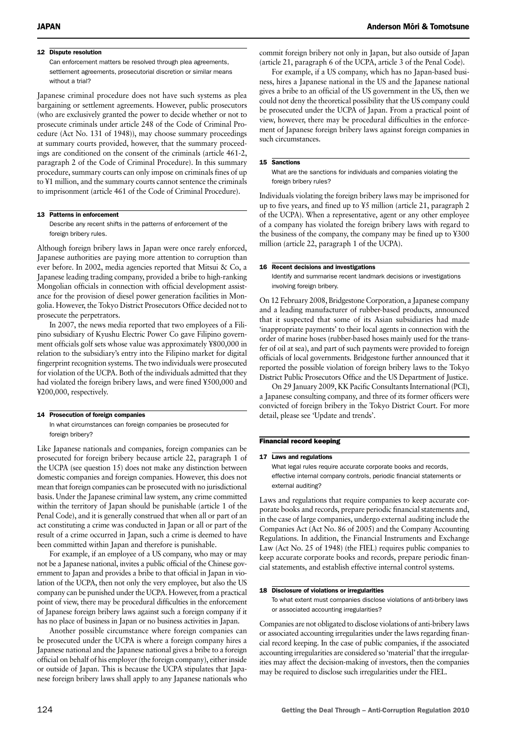### 12 Dispute resolution

Can enforcement matters be resolved through plea agreements, settlement agreements, prosecutorial discretion or similar means without a trial?

Japanese criminal procedure does not have such systems as plea bargaining or settlement agreements. However, public prosecutors (who are exclusively granted the power to decide whether or not to prosecute criminals under article 248 of the Code of Criminal Procedure (Act No. 131 of 1948)), may choose summary proceedings at summary courts provided, however, that the summary proceedings are conditioned on the consent of the criminals (article 461-2, paragraph 2 of the Code of Criminal Procedure). In this summary procedure, summary courts can only impose on criminals fines of up to ¥1 million, and the summary courts cannot sentence the criminals to imprisonment (article 461 of the Code of Criminal Procedure).

### 13 Patterns in enforcement

Describe any recent shifts in the patterns of enforcement of the foreign bribery rules.

Although foreign bribery laws in Japan were once rarely enforced, Japanese authorities are paying more attention to corruption than ever before. In 2002, media agencies reported that Mitsui & Co, a Japanese leading trading company, provided a bribe to high-ranking Mongolian officials in connection with official development assistance for the provision of diesel power generation facilities in Mongolia. However, the Tokyo District Prosecutors Office decided not to prosecute the perpetrators.

In 2007, the news media reported that two employees of a Filipino subsidiary of Kyushu Electric Power Co gave Filipino government officials golf sets whose value was approximately ¥800,000 in relation to the subsidiary's entry into the Filipino market for digital fingerprint recognition systems. The two individuals were prosecuted for violation of the UCPA. Both of the individuals admitted that they had violated the foreign bribery laws, and were fined ¥500,000 and ¥200,000, respectively.

### 14 Prosecution of foreign companies

In what circumstances can foreign companies be prosecuted for foreign bribery?

Like Japanese nationals and companies, foreign companies can be prosecuted for foreign bribery because article 22, paragraph 1 of the UCPA (see question 15) does not make any distinction between domestic companies and foreign companies. However, this does not mean that foreign companies can be prosecuted with no jurisdictional basis. Under the Japanese criminal law system, any crime committed within the territory of Japan should be punishable (article 1 of the Penal Code), and it is generally construed that when all or part of an act constituting a crime was conducted in Japan or all or part of the result of a crime occurred in Japan, such a crime is deemed to have been committed within Japan and therefore is punishable.

For example, if an employee of a US company, who may or may not be a Japanese national, invites a public official of the Chinese government to Japan and provides a bribe to that official in Japan in violation of the UCPA, then not only the very employee, but also the US company can be punished under the UCPA. However, from a practical point of view, there may be procedural difficulties in the enforcement of Japanese foreign bribery laws against such a foreign company if it has no place of business in Japan or no business activities in Japan.

Another possible circumstance where foreign companies can be prosecuted under the UCPA is where a foreign company hires a Japanese national and the Japanese national gives a bribe to a foreign official on behalf of his employer (the foreign company), either inside or outside of Japan. This is because the UCPA stipulates that Japanese foreign bribery laws shall apply to any Japanese nationals who commit foreign bribery not only in Japan, but also outside of Japan (article 21, paragraph 6 of the UCPA, article 3 of the Penal Code).

For example, if a US company, which has no Japan-based business, hires a Japanese national in the US and the Japanese national gives a bribe to an official of the US government in the US, then we could not deny the theoretical possibility that the US company could be prosecuted under the UCPA of Japan. From a practical point of view, however, there may be procedural difficulties in the enforcement of Japanese foreign bribery laws against foreign companies in such circumstances.

### 15 Sanctions

What are the sanctions for individuals and companies violating the foreign bribery rules?

Individuals violating the foreign bribery laws may be imprisoned for up to five years, and fined up to ¥5 million (article 21, paragraph 2 of the UCPA). When a representative, agent or any other employee of a company has violated the foreign bribery laws with regard to the business of the company, the company may be fined up to ¥300 million (article 22, paragraph 1 of the UCPA).

### 16 Recent decisions and investigations

Identify and summarise recent landmark decisions or investigations involving foreign bribery.

On 12 February 2008, Bridgestone Corporation, a Japanese company and a leading manufacturer of rubber-based products, announced that it suspected that some of its Asian subsidiaries had made 'inappropriate payments' to their local agents in connection with the order of marine hoses (rubber-based hoses mainly used for the transfer of oil at sea), and part of such payments were provided to foreign officials of local governments. Bridgestone further announced that it reported the possible violation of foreign bribery laws to the Tokyo District Public Prosecutors Office and the US Department of Justice.

On 29 January 2009, KK Pacific Consultants International (PCI), a Japanese consulting company, and three of its former officers were convicted of foreign bribery in the Tokyo District Court. For more detail, please see 'Update and trends'.

## Financial record keeping

### 17 Laws and regulations

What legal rules require accurate corporate books and records, effective internal company controls, periodic financial statements or external auditing?

Laws and regulations that require companies to keep accurate corporate books and records, prepare periodic financial statements and, in the case of large companies, undergo external auditing include the Companies Act (Act No. 86 of 2005) and the Company Accounting Regulations. In addition, the Financial Instruments and Exchange Law (Act No. 25 of 1948) (the FIEL) requires public companies to keep accurate corporate books and records, prepare periodic financial statements, and establish effective internal control systems.

### 18 Disclosure of violations or irregularities

To what extent must companies disclose violations of anti-bribery laws or associated accounting irregularities?

Companies are not obligated to disclose violations of anti-bribery laws or associated accounting irregularities under the laws regarding financial record keeping. In the case of public companies, if the associated accounting irregularities are considered so 'material' that the irregularities may affect the decision-making of investors, then the companies may be required to disclose such irregularities under the FIEL.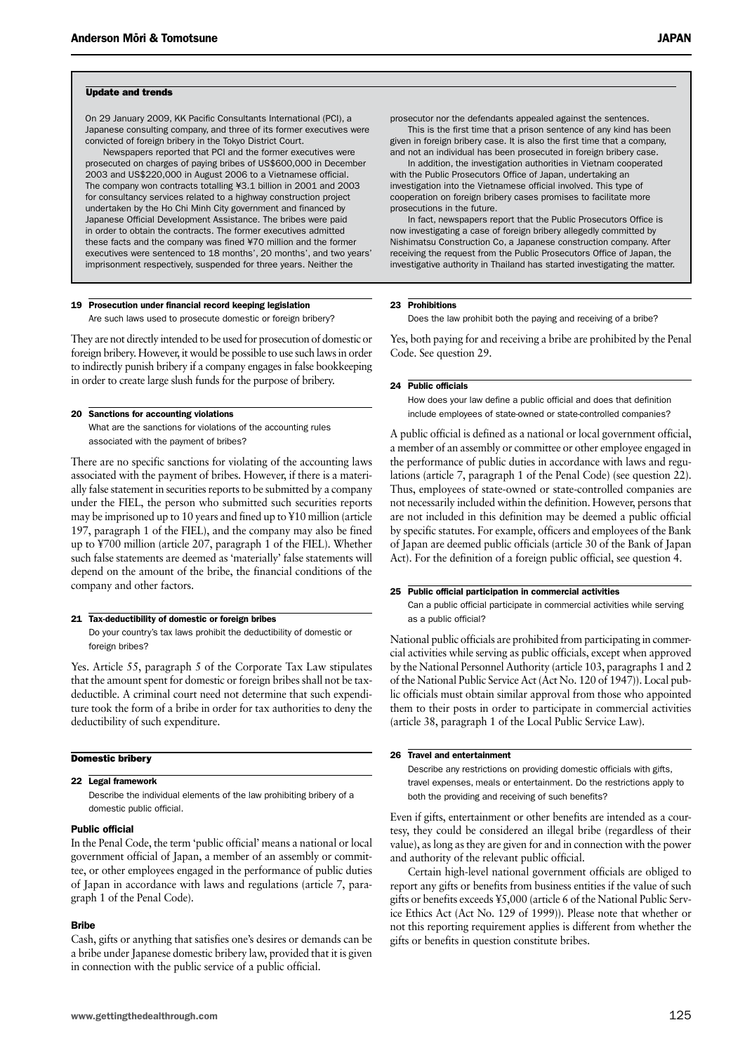## Update and trends

On 29 January 2009, KK Pacific Consultants International (PCI), a Japanese consulting company, and three of its former executives were convicted of foreign bribery in the Tokyo District Court.

Newspapers reported that PCI and the former executives were prosecuted on charges of paying bribes of US$600,000 in December 2003 and US$220,000 in August 2006 to a Vietnamese official. The company won contracts totalling ¥3.1 billion in 2001 and 2003 for consultancy services related to a highway construction project undertaken by the Ho Chi Minh City government and financed by Japanese Official Development Assistance. The bribes were paid in order to obtain the contracts. The former executives admitted these facts and the company was fined ¥70 million and the former executives were sentenced to 18 months', 20 months', and two years' imprisonment respectively, suspended for three years. Neither the prosecutor nor the defendants appealed against the sentences.

This is the first time that a prison sentence of any kind has been given in foreign bribery case. It is also the first time that a company, and not an individual has been prosecuted in foreign bribery case.

In addition, the investigation authorities in Vietnam cooperated with the Public Prosecutors Office of Japan, undertaking an investigation into the Vietnamese official involved. This type of cooperation on foreign bribery cases promises to facilitate more prosecutions in the future.

In fact, newspapers report that the Public Prosecutors Office is now investigating a case of foreign bribery allegedly committed by Nishimatsu Construction Co, a Japanese construction company. After receiving the request from the Public Prosecutors Office of Japan, the investigative authority in Thailand has started investigating the matter.

### 19 Prosecution under financial record keeping legislation

Are such laws used to prosecute domestic or foreign bribery?

They are not directly intended to be used for prosecution of domestic or foreign bribery. However, it would be possible to use such laws in order to indirectly punish bribery if a company engages in false bookkeeping in order to create large slush funds for the purpose of bribery.

### 20 Sanctions for accounting violations

What are the sanctions for violations of the accounting rules associated with the payment of bribes?

There are no specific sanctions for violating of the accounting laws associated with the payment of bribes. However, if there is a materially false statement in securities reports to be submitted by a company under the FIEL, the person who submitted such securities reports may be imprisoned up to 10 years and fined up to ¥10 million (article 197, paragraph 1 of the FIEL), and the company may also be fined up to ¥700 million (article 207, paragraph 1 of the FIEL). Whether such false statements are deemed as 'materially' false statements will depend on the amount of the bribe, the financial conditions of the company and other factors.

### 21 Tax-deductibility of domestic or foreign bribes

Do your country's tax laws prohibit the deductibility of domestic or foreign bribes?

Yes. Article 55, paragraph 5 of the Corporate Tax Law stipulates that the amount spent for domestic or foreign bribes shall not be tax-deductible. A criminal court need not determine that such expenditure took the form of a bribe in order for tax authorities to deny the deductibility of such expenditure.

## Domestic bribery

### 22 Legal framework

Describe the individual elements of the law prohibiting bribery of a domestic public official.

#### Public official

In the Penal Code, the term 'public official' means a national or local government official of Japan, a member of an assembly or committee, or other employees engaged in the performance of public duties of Japan in accordance with laws and regulations (article 7, paragraph 1 of the Penal Code).

#### Bribe

Cash, gifts or anything that satisfies one's desires or demands can be a bribe under Japanese domestic bribery law, provided that it is given in connection with the public service of a public official.

### 23 Prohibitions

Does the law prohibit both the paying and receiving of a bribe?

Yes, both paying for and receiving a bribe are prohibited by the Penal Code. See question 29.

### 24 Public officials

How does your law define a public official and does that definition include employees of state-owned or state-controlled companies?

A public official is defined as a national or local government official, a member of an assembly or committee or other employee engaged in the performance of public duties in accordance with laws and regulations (article 7, paragraph 1 of the Penal Code) (see question 22). Thus, employees of state-owned or state-controlled companies are not necessarily included within the definition. However, persons that are not included in this definition may be deemed a public official by specific statutes. For example, officers and employees of the Bank of Japan are deemed public officials (article 30 of the Bank of Japan Act). For the definition of a foreign public official, see question 4.

### 25 Public official participation in commercial activities

Can a public official participate in commercial activities while serving as a public official?

National public officials are prohibited from participating in commercial activities while serving as public officials, except when approved by the National Personnel Authority (article 103, paragraphs 1 and 2 of the National Public Service Act (Act No. 120 of 1947)). Local public officials must obtain similar approval from those who appointed them to their posts in order to participate in commercial activities (article 38, paragraph 1 of the Local Public Service Law).

### 26 Travel and entertainment

Describe any restrictions on providing domestic officials with gifts, travel expenses, meals or entertainment. Do the restrictions apply to both the providing and receiving of such benefits?

Even if gifts, entertainment or other benefits are intended as a courtesy, they could be considered an illegal bribe (regardless of their value), as long as they are given for and in connection with the power and authority of the relevant public official.

Certain high-level national government officials are obliged to report any gifts or benefits from business entities if the value of such gifts or benefits exceeds ¥5,000 (article 6 of the National Public Service Ethics Act (Act No. 129 of 1999)). Please note that whether or not this reporting requirement applies is different from whether the gifts or benefits in question constitute bribes.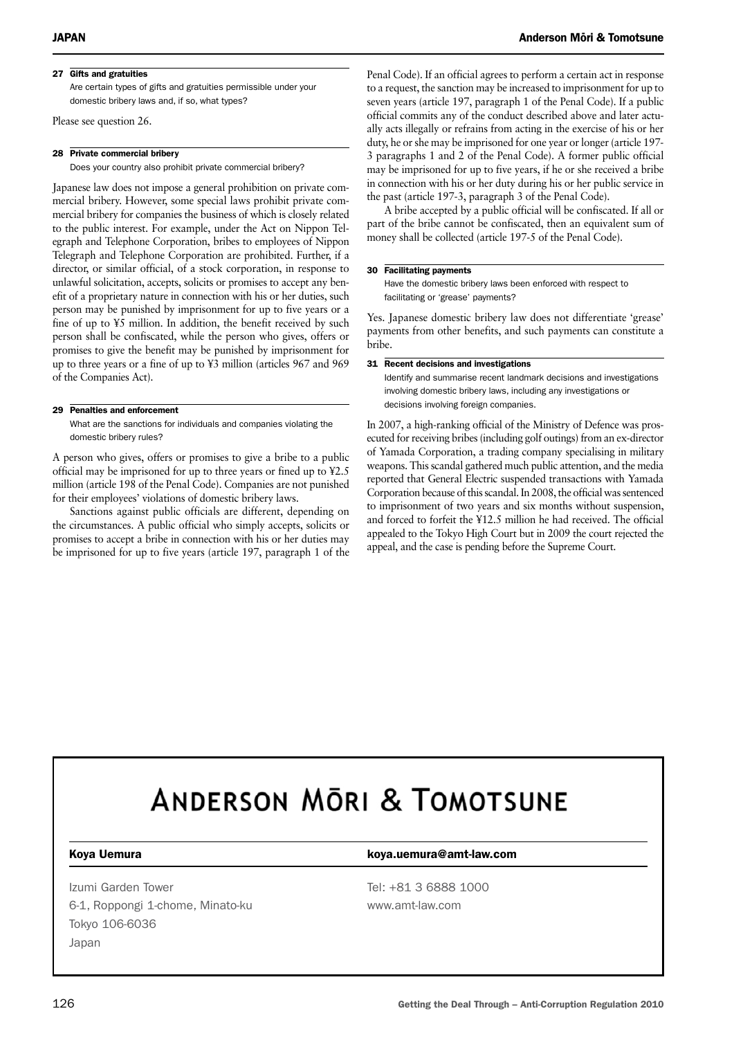#### 27 Gifts and gratuities

Are certain types of gifts and gratuities permissible under your domestic bribery laws and, if so, what types?

Please see question 26.

#### 28 Private commercial bribery

Does your country also prohibit private commercial bribery?

Japanese law does not impose a general prohibition on private commercial bribery. However, some special laws prohibit private commercial bribery for companies the business of which is closely related to the public interest. For example, under the Act on Nippon Telegraph and Telephone Corporation, bribes to employees of Nippon Telegraph and Telephone Corporation are prohibited. Further, if a director, or similar official, of a stock corporation, in response to unlawful solicitation, accepts, solicits or promises to accept any benefit of a proprietary nature in connection with his or her duties, such person may be punished by imprisonment for up to five years or a fine of up to ¥5 million. In addition, the benefit received by such person shall be confiscated, while the person who gives, offers or promises to give the benefit may be punished by imprisonment for up to three years or a fine of up to ¥3 million (articles 967 and 969 of the Companies Act).

#### 29 Penalties and enforcement

What are the sanctions for individuals and companies violating the domestic bribery rules?

A person who gives, offers or promises to give a bribe to a public official may be imprisoned for up to three years or fined up to ¥2.5 million (article 198 of the Penal Code). Companies are not punished for their employees' violations of domestic bribery laws.

Sanctions against public officials are different, depending on the circumstances. A public official who simply accepts, solicits or promises to accept a bribe in connection with his or her duties may be imprisoned for up to five years (article 197, paragraph 1 of the Penal Code). If an official agrees to perform a certain act in response to a request, the sanction may be increased to imprisonment for up to seven years (article 197, paragraph 1 of the Penal Code). If a public official commits any of the conduct described above and later actually acts illegally or refrains from acting in the exercise of his or her duty, he or she may be imprisoned for one year or longer (article 197-3 paragraphs 1 and 2 of the Penal Code). A former public official may be imprisoned for up to five years, if he or she received a bribe in connection with his or her duty during his or her public service in the past (article 197-3, paragraph 3 of the Penal Code).

A bribe accepted by a public official will be confiscated. If all or part of the bribe cannot be confiscated, then an equivalent sum of money shall be collected (article 197-5 of the Penal Code).

#### 30 Facilitating payments

Have the domestic bribery laws been enforced with respect to facilitating or 'grease' payments?

Yes. Japanese domestic bribery law does not differentiate 'grease' payments from other benefits, and such payments can constitute a bribe.

#### 31 Recent decisions and investigations

Identify and summarise recent landmark decisions and investigations involving domestic bribery laws, including any investigations or decisions involving foreign companies.

In 2007, a high-ranking official of the Ministry of Defence was prosecuted for receiving bribes (including golf outings) from an ex-director of Yamada Corporation, a trading company specialising in military weapons. This scandal gathered much public attention, and the media reported that General Electric suspended transactions with Yamada Corporation because of this scandal. In 2008, the official was sentenced to imprisonment of two years and six months without suspension, and forced to forfeit the ¥12.5 million he had received. The official appealed to the Tokyo High Court but in 2009 the court rejected the appeal, and the case is pending before the Supreme Court.

---

**Anderson Mōri & Tomotsune**

| **Koya Uemura** | **koya.uemura@amt-law.com** |
|---|---|
| Izumi Garden Tower<br>6-1, Roppongi 1-chome, Minato-ku<br>Tokyo 106-6036<br>Japan | Tel: +81 3 6888 1000<br>www.amt-law.com |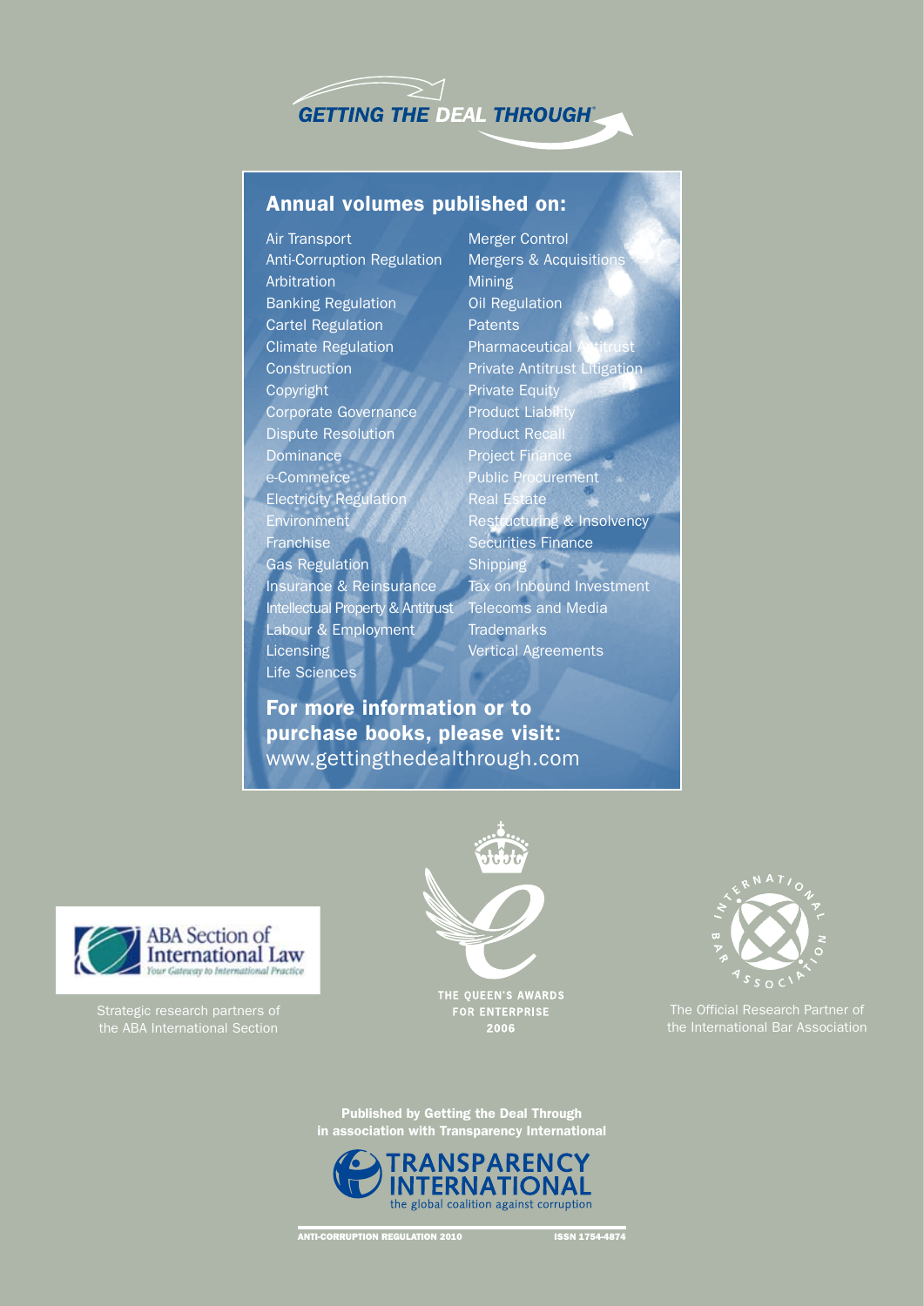GETTING THE DEAL THROUGH®

## Annual volumes published on:

- Air Transport
- Anti-Corruption Regulation
- Arbitration
- Banking Regulation
- Cartel Regulation
- Climate Regulation
- Construction
- Copyright
- Corporate Governance
- Dispute Resolution
- Dominance
- e-Commerce
- Electricity Regulation
- Environment
- Franchise
- Gas Regulation
- Insurance & Reinsurance
- Intellectual Property & Antitrust
- Labour & Employment
- Licensing
- Life Sciences
- Merger Control
- Mergers & Acquisitions
- Mining
- Oil Regulation
- Patents
- Pharmaceutical Antitrust
- Private Antitrust Litigation
- Private Equity
- Product Liability
- Product Recall
- Project Finance
- Public Procurement
- Real Estate
- Restructuring & Insolvency
- Securities Finance
- Shipping
- Tax on Inbound Investment
- Telecoms and Media
- Trademarks
- Vertical Agreements

**For more information or to purchase books, please visit:**
www.gettingthedealthrough.com

ABA Section of International Law
*Your Gateway to International Practice*

Strategic research partners of the ABA International Section

THE QUEEN'S AWARDS FOR ENTERPRISE 2006

INTERNATIONAL BAR ASSOCIATION

The Official Research Partner of the International Bar Association

**Published by Getting the Deal Through in association with Transparency International**

TRANSPARENCY INTERNATIONAL
the global coalition against corruption

ANTI-CORRUPTION REGULATION 2010 ISSN 1754-4874